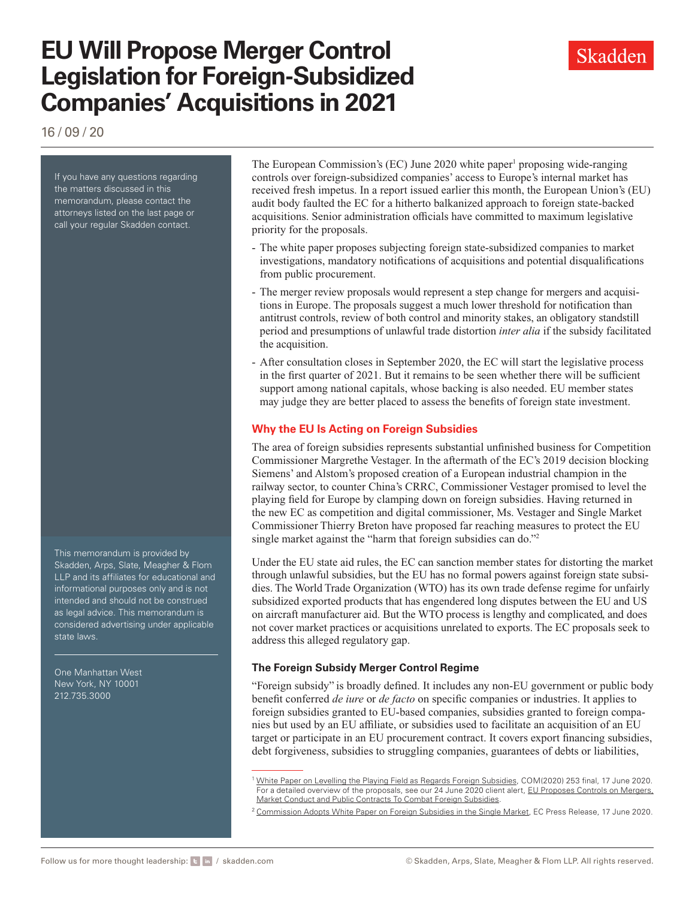# EU Will Propose Merger Control Legislation for Foreign-Subsidized Companies' Acquisitions in 2021

16 / 09 / 20

If you have any questions regarding the matters discussed in this memorandum, please contact the attorneys listed on the last page or call your regular Skadden contact.

The European Commission's (EC) June 2020 white paper[1] proposing wide-ranging controls over foreign-subsidized companies' access to Europe's internal market has received fresh impetus. In a report issued earlier this month, the European Union's (EU) audit body faulted the EC for a hitherto balkanized approach to foreign state-backed acquisitions. Senior administration officials have committed to maximum legislative priority for the proposals.

- The white paper proposes subjecting foreign state-subsidized companies to market investigations, mandatory notifications of acquisitions and potential disqualifications from public procurement.
- The merger review proposals would represent a step change for mergers and acquisitions in Europe. The proposals suggest a much lower threshold for notification than antitrust controls, review of both control and minority stakes, an obligatory standstill period and presumptions of unlawful trade distortion *inter alia* if the subsidy facilitated the acquisition.
- After consultation closes in September 2020, the EC will start the legislative process in the first quarter of 2021. But it remains to be seen whether there will be sufficient support among national capitals, whose backing is also needed. EU member states may judge they are better placed to assess the benefits of foreign state investment.

## Why the EU Is Acting on Foreign Subsidies

The area of foreign subsidies represents substantial unfinished business for Competition Commissioner Margrethe Vestager. In the aftermath of the EC's 2019 decision blocking Siemens' and Alstom's proposed creation of a European industrial champion in the railway sector, to counter China's CRRC, Commissioner Vestager promised to level the playing field for Europe by clamping down on foreign subsidies. Having returned in the new EC as competition and digital commissioner, Ms. Vestager and Single Market Commissioner Thierry Breton have proposed far reaching measures to protect the EU single market against the "harm that foreign subsidies can do."[2]

Under the EU state aid rules, the EC can sanction member states for distorting the market through unlawful subsidies, but the EU has no formal powers against foreign state subsidies. The World Trade Organization (WTO) has its own trade defense regime for unfairly subsidized exported products that has engendered long disputes between the EU and US on aircraft manufacturer aid. But the WTO process is lengthy and complicated, and does not cover market practices or acquisitions unrelated to exports. The EC proposals seek to address this alleged regulatory gap.

### The Foreign Subsidy Merger Control Regime

"Foreign subsidy" is broadly defined. It includes any non-EU government or public body benefit conferred *de iure* or *de facto* on specific companies or industries. It applies to foreign subsidies granted to EU-based companies, subsidies granted to foreign companies but used by an EU affiliate, or subsidies used to facilitate an acquisition of an EU target or participate in an EU procurement contract. It covers export financing subsidies, debt forgiveness, subsidies to struggling companies, guarantees of debts or liabilities,

---

[1] White Paper on Levelling the Playing Field as Regards Foreign Subsidies, COM(2020) 253 final, 17 June 2020. For a detailed overview of the proposals, see our 24 June 2020 client alert, EU Proposes Controls on Mergers, Market Conduct and Public Contracts To Combat Foreign Subsidies.

[2] Commission Adopts White Paper on Foreign Subsidies in the Single Market, EC Press Release, 17 June 2020.

This memorandum is provided by Skadden, Arps, Slate, Meagher & Flom LLP and its affiliates for educational and informational purposes only and is not intended and should not be construed as legal advice. This memorandum is considered advertising under applicable state laws.

One Manhattan West
New York, NY 10001
212.735.3000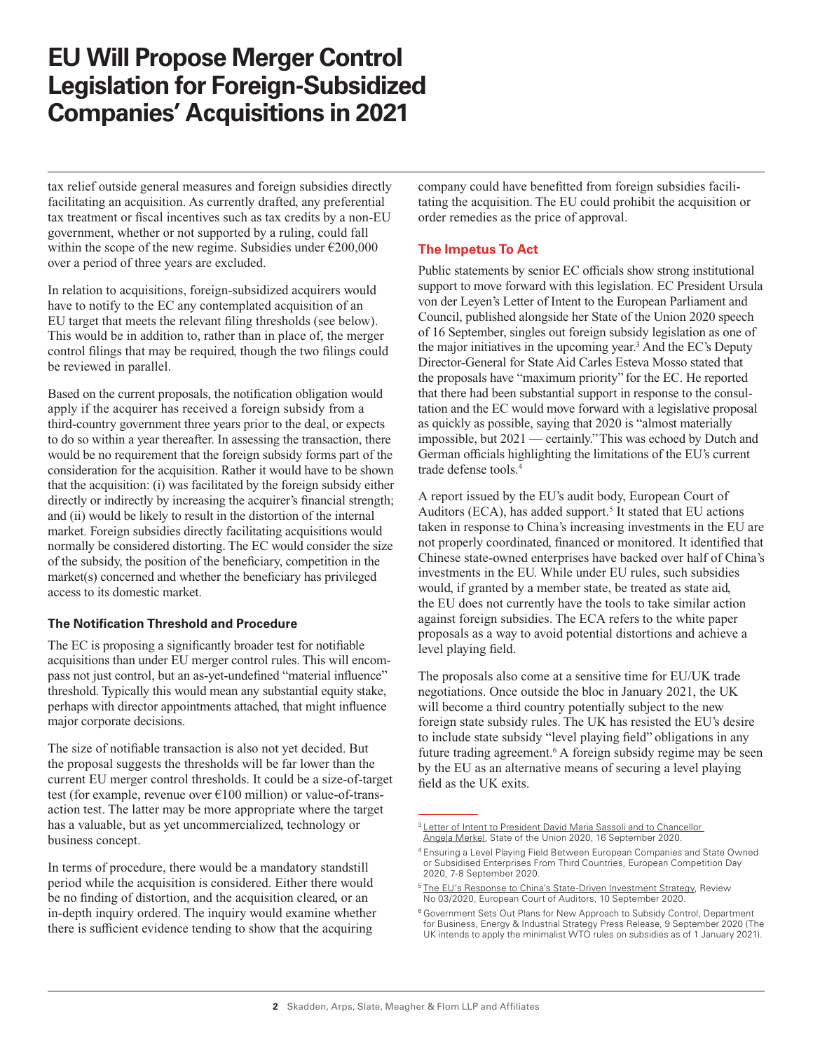tax relief outside general measures and foreign subsidies directly facilitating an acquisition. As currently drafted, any preferential tax treatment or fiscal incentives such as tax credits by a non-EU government, whether or not supported by a ruling, could fall within the scope of the new regime. Subsidies under €200,000 over a period of three years are excluded.

In relation to acquisitions, foreign-subsidized acquirers would have to notify to the EC any contemplated acquisition of an EU target that meets the relevant filing thresholds (see below). This would be in addition to, rather than in place of, the merger control filings that may be required, though the two filings could be reviewed in parallel.

Based on the current proposals, the notification obligation would apply if the acquirer has received a foreign subsidy from a third-country government three years prior to the deal, or expects to do so within a year thereafter. In assessing the transaction, there would be no requirement that the foreign subsidy forms part of the consideration for the acquisition. Rather it would have to be shown that the acquisition: (i) was facilitated by the foreign subsidy either directly or indirectly by increasing the acquirer's financial strength; and (ii) would be likely to result in the distortion of the internal market. Foreign subsidies directly facilitating acquisitions would normally be considered distorting. The EC would consider the size of the subsidy, the position of the beneficiary, competition in the market(s) concerned and whether the beneficiary has privileged access to its domestic market.

### The Notification Threshold and Procedure

The EC is proposing a significantly broader test for notifiable acquisitions than under EU merger control rules. This will encompass not just control, but an as-yet-undefined "material influence" threshold. Typically this would mean any substantial equity stake, perhaps with director appointments attached, that might influence major corporate decisions.

The size of notifiable transaction is also not yet decided. But the proposal suggests the thresholds will be far lower than the current EU merger control thresholds. It could be a size-of-target test (for example, revenue over €100 million) or value-of-transaction test. The latter may be more appropriate where the target has a valuable, but as yet uncommercialized, technology or business concept.

In terms of procedure, there would be a mandatory standstill period while the acquisition is considered. Either there would be no finding of distortion, and the acquisition cleared, or an in-depth inquiry ordered. The inquiry would examine whether there is sufficient evidence tending to show that the acquiring company could have benefitted from foreign subsidies facilitating the acquisition. The EU could prohibit the acquisition or order remedies as the price of approval.

## The Impetus To Act

Public statements by senior EC officials show strong institutional support to move forward with this legislation. EC President Ursula von der Leyen's Letter of Intent to the European Parliament and Council, published alongside her State of the Union 2020 speech of 16 September, singles out foreign subsidy legislation as one of the major initiatives in the upcoming year.[3] And the EC's Deputy Director-General for State Aid Carles Esteva Mosso stated that the proposals have "maximum priority" for the EC. He reported that there had been substantial support in response to the consultation and the EC would move forward with a legislative proposal as quickly as possible, saying that 2020 is "almost materially impossible, but 2021 — certainly." This was echoed by Dutch and German officials highlighting the limitations of the EU's current trade defense tools.[4]

A report issued by the EU's audit body, European Court of Auditors (ECA), has added support.[5] It stated that EU actions taken in response to China's increasing investments in the EU are not properly coordinated, financed or monitored. It identified that Chinese state-owned enterprises have backed over half of China's investments in the EU. While under EU rules, such subsidies would, if granted by a member state, be treated as state aid, the EU does not currently have the tools to take similar action against foreign subsidies. The ECA refers to the white paper proposals as a way to avoid potential distortions and achieve a level playing field.

The proposals also come at a sensitive time for EU/UK trade negotiations. Once outside the bloc in January 2021, the UK will become a third country potentially subject to the new foreign state subsidy rules. The UK has resisted the EU's desire to include state subsidy "level playing field" obligations in any future trading agreement.[6] A foreign subsidy regime may be seen by the EU as an alternative means of securing a level playing field as the UK exits.

---

[3] Letter of Intent to President David Maria Sassoli and to Chancellor Angela Merkel, State of the Union 2020, 16 September 2020.

[4] Ensuring a Level Playing Field Between European Companies and State Owned or Subsidised Enterprises From Third Countries, European Competition Day 2020, 7-8 September 2020.

[5] The EU's Response to China's State-Driven Investment Strategy, Review No 03/2020, European Court of Auditors, 10 September 2020.

[6] Government Sets Out Plans for New Approach to Subsidy Control, Department for Business, Energy & Industrial Strategy Press Release, 9 September 2020 (The UK intends to apply the minimalist WTO rules on subsidies as of 1 January 2021).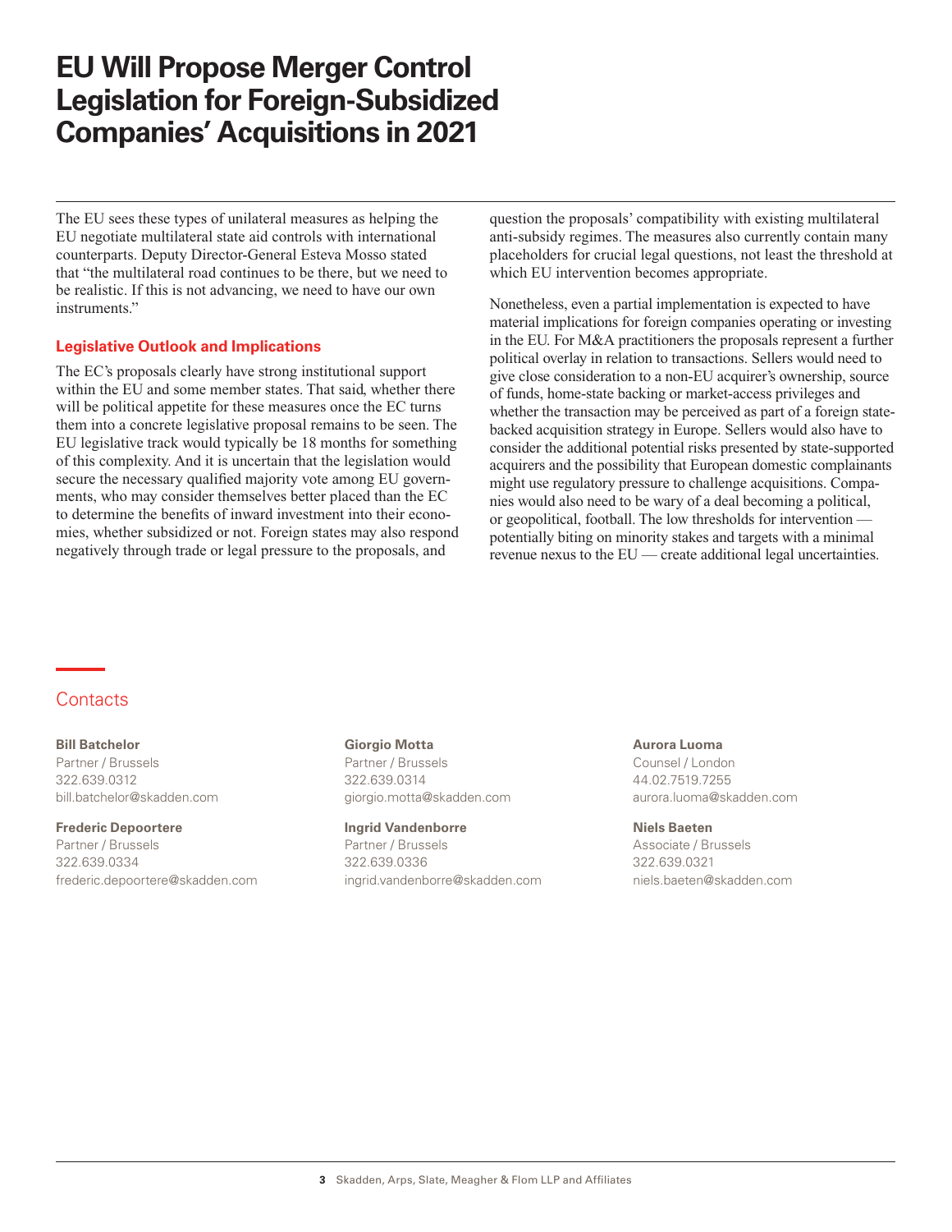# EU Will Propose Merger Control Legislation for Foreign-Subsidized Companies' Acquisitions in 2021

The EU sees these types of unilateral measures as helping the EU negotiate multilateral state aid controls with international counterparts. Deputy Director-General Esteva Mosso stated that "the multilateral road continues to be there, but we need to be realistic. If this is not advancing, we need to have our own instruments."

## Legislative Outlook and Implications

The EC's proposals clearly have strong institutional support within the EU and some member states. That said, whether there will be political appetite for these measures once the EC turns them into a concrete legislative proposal remains to be seen. The EU legislative track would typically be 18 months for something of this complexity. And it is uncertain that the legislation would secure the necessary qualified majority vote among EU governments, who may consider themselves better placed than the EC to determine the benefits of inward investment into their economies, whether subsidized or not. Foreign states may also respond negatively through trade or legal pressure to the proposals, and question the proposals' compatibility with existing multilateral anti-subsidy regimes. The measures also currently contain many placeholders for crucial legal questions, not least the threshold at which EU intervention becomes appropriate.

Nonetheless, even a partial implementation is expected to have material implications for foreign companies operating or investing in the EU. For M&A practitioners the proposals represent a further political overlay in relation to transactions. Sellers would need to give close consideration to a non-EU acquirer's ownership, source of funds, home-state backing or market-access privileges and whether the transaction may be perceived as part of a foreign state-backed acquisition strategy in Europe. Sellers would also have to consider the additional potential risks presented by state-supported acquirers and the possibility that European domestic complainants might use regulatory pressure to challenge acquisitions. Companies would also need to be wary of a deal becoming a political, or geopolitical, football. The low thresholds for intervention — potentially biting on minority stakes and targets with a minimal revenue nexus to the EU — create additional legal uncertainties.

## Contacts

**Bill Batchelor**
Partner / Brussels
322.639.0312
bill.batchelor@skadden.com

**Frederic Depoortere**
Partner / Brussels
322.639.0334
frederic.depoortere@skadden.com

**Giorgio Motta**
Partner / Brussels
322.639.0314
giorgio.motta@skadden.com

**Ingrid Vandenborre**
Partner / Brussels
322.639.0336
ingrid.vandenborre@skadden.com

**Aurora Luoma**
Counsel / London
44.02.7519.7255
aurora.luoma@skadden.com

**Niels Baeten**
Associate / Brussels
322.639.0321
niels.baeten@skadden.com